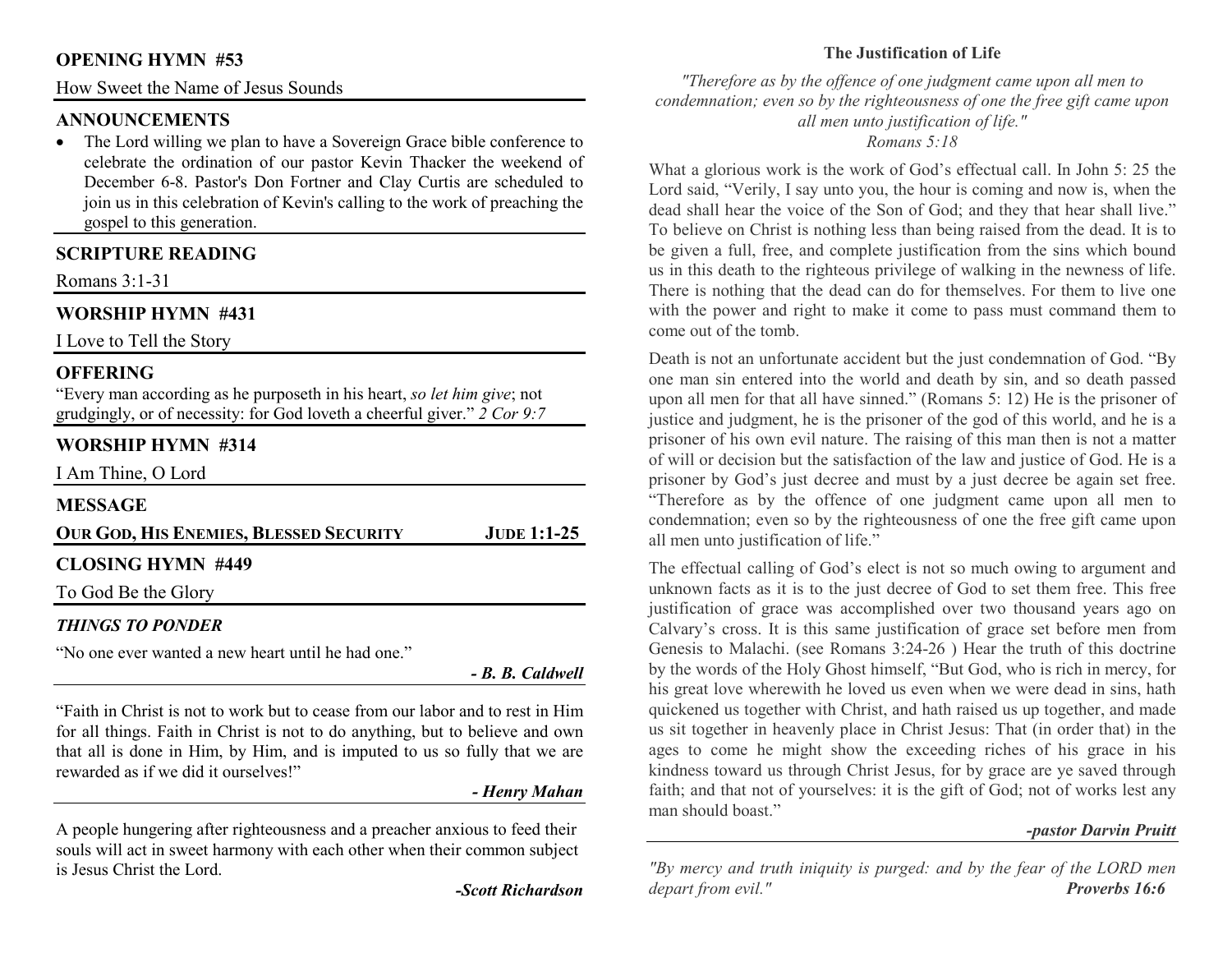## OPENING HYMN #53

How Sweet the Name of Jesus Sounds

## ANNOUNCEMENTS

- The Lord willing we plan to have a Sovereign Grace bible conference to celebrate the ordination of our pastor Kevin Thacker the weekend of December 6-8. Pastor's Don Fortner and Clay Curtis are scheduled to join us in this celebration of Kevin's calling to the work of preaching the gospel to this generation.

## SCRIPTURE READING

Romans 3:1-31

## WORSHIP HYMN #431

I Love to Tell the Story

## OFFERING

"Every man according as he purposeth in his heart, *so let him give*; not grudgingly, or of necessity: for God loveth a cheerful giver." *2 Cor 9:7*

## WORSHIP HYMN #314

I Am Thine, O Lord

## MESSAGE

**OUR GOD, HIS ENEMIES, BLESSED SECURITY** **JUDE 1:1-25**

## CLOSING HYMN #449

To God Be the Glory

### *THINGS TO PONDER*

"No one ever wanted a new heart until he had one."

***- B. B. Caldwell***

"Faith in Christ is not to work but to cease from our labor and to rest in Him for all things. Faith in Christ is not to do anything, but to believe and own that all is done in Him, by Him, and is imputed to us so fully that we are rewarded as if we did it ourselves!"

***- Henry Mahan***

A people hungering after righteousness and a preacher anxious to feed their souls will act in sweet harmony with each other when their common subject is Jesus Christ the Lord.

***-Scott Richardson***

### The Justification of Life

*"Therefore as by the offence of one judgment came upon all men to condemnation; even so by the righteousness of one the free gift came upon all men unto justification of life."*
*Romans 5:18*

What a glorious work is the work of God's effectual call. In John 5: 25 the Lord said, "Verily, I say unto you, the hour is coming and now is, when the dead shall hear the voice of the Son of God; and they that hear shall live." To believe on Christ is nothing less than being raised from the dead. It is to be given a full, free, and complete justification from the sins which bound us in this death to the righteous privilege of walking in the newness of life. There is nothing that the dead can do for themselves. For them to live one with the power and right to make it come to pass must command them to come out of the tomb.

Death is not an unfortunate accident but the just condemnation of God. "By one man sin entered into the world and death by sin, and so death passed upon all men for that all have sinned." (Romans 5: 12) He is the prisoner of justice and judgment, he is the prisoner of the god of this world, and he is a prisoner of his own evil nature. The raising of this man then is not a matter of will or decision but the satisfaction of the law and justice of God. He is a prisoner by God's just decree and must by a just decree be again set free. "Therefore as by the offence of one judgment came upon all men to condemnation; even so by the righteousness of one the free gift came upon all men unto justification of life."

The effectual calling of God's elect is not so much owing to argument and unknown facts as it is to the just decree of God to set them free. This free justification of grace was accomplished over two thousand years ago on Calvary's cross. It is this same justification of grace set before men from Genesis to Malachi. (see Romans 3:24-26 ) Hear the truth of this doctrine by the words of the Holy Ghost himself, "But God, who is rich in mercy, for his great love wherewith he loved us even when we were dead in sins, hath quickened us together with Christ, and hath raised us up together, and made us sit together in heavenly place in Christ Jesus: That (in order that) in the ages to come he might show the exceeding riches of his grace in his kindness toward us through Christ Jesus, for by grace are ye saved through faith; and that not of yourselves: it is the gift of God; not of works lest any man should boast."

***-pastor Darvin Pruitt***

*"By mercy and truth iniquity is purged: and by the fear of the LORD men depart from evil."* ***Proverbs 16:6***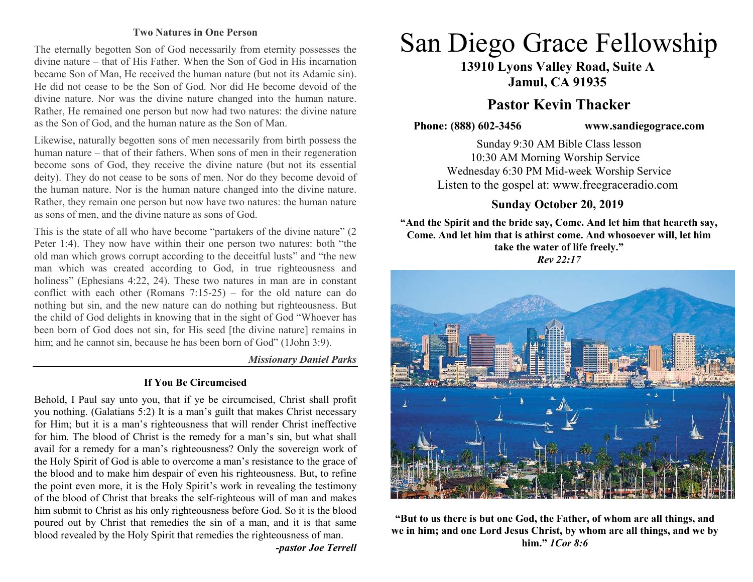### Two Natures in One Person

The eternally begotten Son of God necessarily from eternity possesses the divine nature – that of His Father. When the Son of God in His incarnation became Son of Man, He received the human nature (but not its Adamic sin). He did not cease to be the Son of God. Nor did He become devoid of the divine nature. Nor was the divine nature changed into the human nature. Rather, He remained one person but now had two natures: the divine nature as the Son of God, and the human nature as the Son of Man.

Likewise, naturally begotten sons of men necessarily from birth possess the human nature – that of their fathers. When sons of men in their regeneration become sons of God, they receive the divine nature (but not its essential deity). They do not cease to be sons of men. Nor do they become devoid of the human nature. Nor is the human nature changed into the divine nature. Rather, they remain one person but now have two natures: the human nature as sons of men, and the divine nature as sons of God.

This is the state of all who have become "partakers of the divine nature" (2 Peter 1:4). They now have within their one person two natures: both "the old man which grows corrupt according to the deceitful lusts" and "the new man which was created according to God, in true righteousness and holiness" (Ephesians 4:22, 24). These two natures in man are in constant conflict with each other (Romans 7:15-25) – for the old nature can do nothing but sin, and the new nature can do nothing but righteousness. But the child of God delights in knowing that in the sight of God "Whoever has been born of God does not sin, for His seed [the divine nature] remains in him; and he cannot sin, because he has been born of God" (1John 3:9).

***Missionary Daniel Parks***

---

### If You Be Circumcised

Behold, I Paul say unto you, that if ye be circumcised, Christ shall profit you nothing. (Galatians 5:2) It is a man's guilt that makes Christ necessary for Him; but it is a man's righteousness that will render Christ ineffective for him. The blood of Christ is the remedy for a man's sin, but what shall avail for a remedy for a man's righteousness? Only the sovereign work of the Holy Spirit of God is able to overcome a man's resistance to the grace of the blood and to make him despair of even his righteousness. But, to refine the point even more, it is the Holy Spirit's work in revealing the testimony of the blood of Christ that breaks the self-righteous will of man and makes him submit to Christ as his only righteousness before God. So it is the blood poured out by Christ that remedies the sin of a man, and it is that same blood revealed by the Holy Spirit that remedies the righteousness of man.

***-pastor Joe Terrell***

# San Diego Grace Fellowship

**13910 Lyons Valley Road, Suite A**
**Jamul, CA 91935**

## Pastor Kevin Thacker

**Phone: (888) 602-3456** **www.sandiegograce.com**

Sunday 9:30 AM Bible Class lesson
10:30 AM Morning Worship Service
Wednesday 6:30 PM Mid-week Worship Service
Listen to the gospel at: www.freegraceradio.com

### Sunday October 20, 2019

**"And the Spirit and the bride say, Come. And let him that heareth say, Come. And let him that is athirst come. And whosoever will, let him take the water of life freely."**
***Rev 22:17***

**"But to us there is but one God, the Father, of whom are all things, and we in him; and one Lord Jesus Christ, by whom are all things, and we by him."** ***1Cor 8:6***